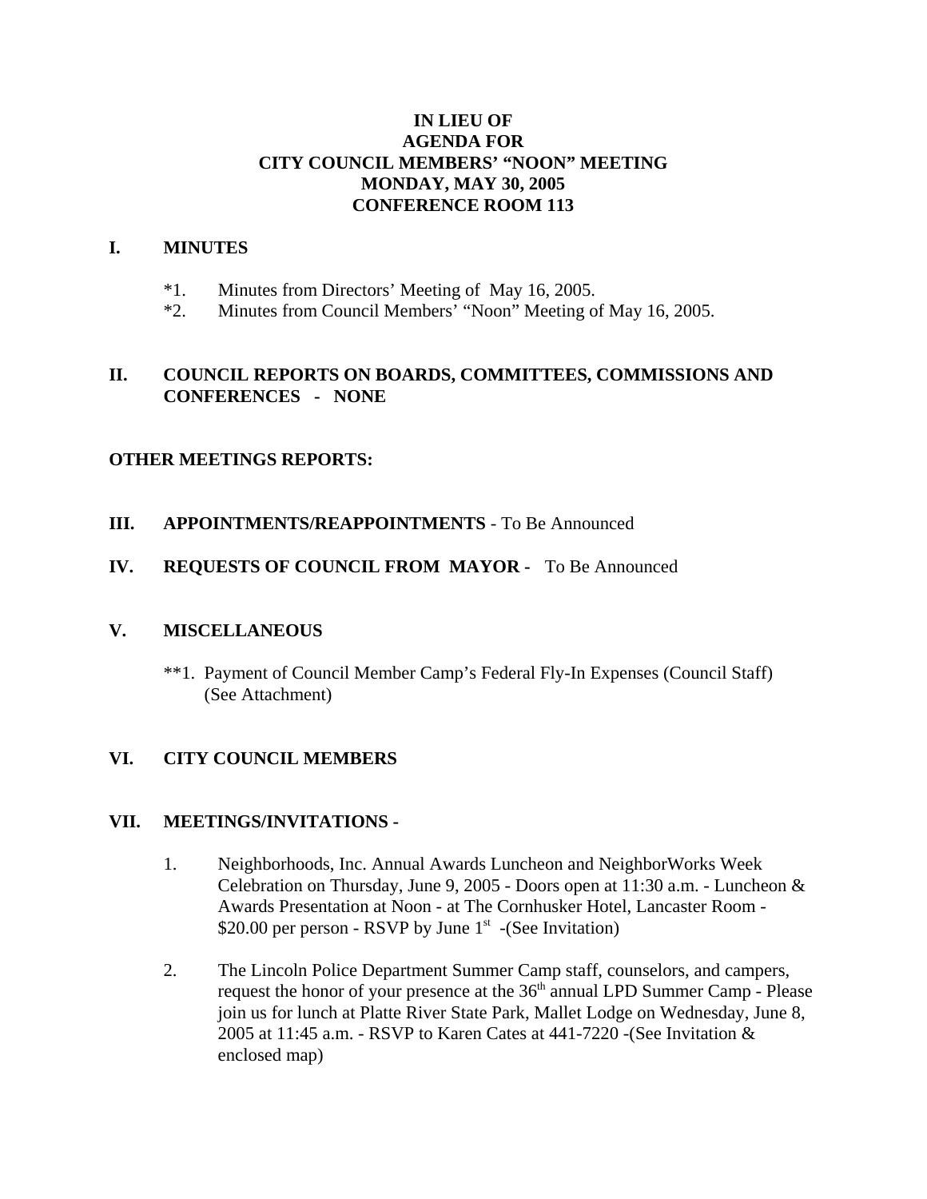# IN LIEU OF
# AGENDA FOR
# CITY COUNCIL MEMBERS' "NOON" MEETING
# MONDAY, MAY 30, 2005
# CONFERENCE ROOM 113

## I. MINUTES

*1. Minutes from Directors' Meeting of May 16, 2005.

*2. Minutes from Council Members' "Noon" Meeting of May 16, 2005.

## II. COUNCIL REPORTS ON BOARDS, COMMITTEES, COMMISSIONS AND CONFERENCES - NONE

## OTHER MEETINGS REPORTS:

## III. APPOINTMENTS/REAPPOINTMENTS - To Be Announced

## IV. REQUESTS OF COUNCIL FROM MAYOR - To Be Announced

## V. MISCELLANEOUS

**1. Payment of Council Member Camp's Federal Fly-In Expenses (Council Staff) (See Attachment)

## VI. CITY COUNCIL MEMBERS

## VII. MEETINGS/INVITATIONS -

1. Neighborhoods, Inc. Annual Awards Luncheon and NeighborWorks Week Celebration on Thursday, June 9, 2005 - Doors open at 11:30 a.m. - Luncheon & Awards Presentation at Noon - at The Cornhusker Hotel, Lancaster Room - $20.00 per person - RSVP by June 1st -(See Invitation)

2. The Lincoln Police Department Summer Camp staff, counselors, and campers, request the honor of your presence at the 36th annual LPD Summer Camp - Please join us for lunch at Platte River State Park, Mallet Lodge on Wednesday, June 8, 2005 at 11:45 a.m. - RSVP to Karen Cates at 441-7220 -(See Invitation & enclosed map)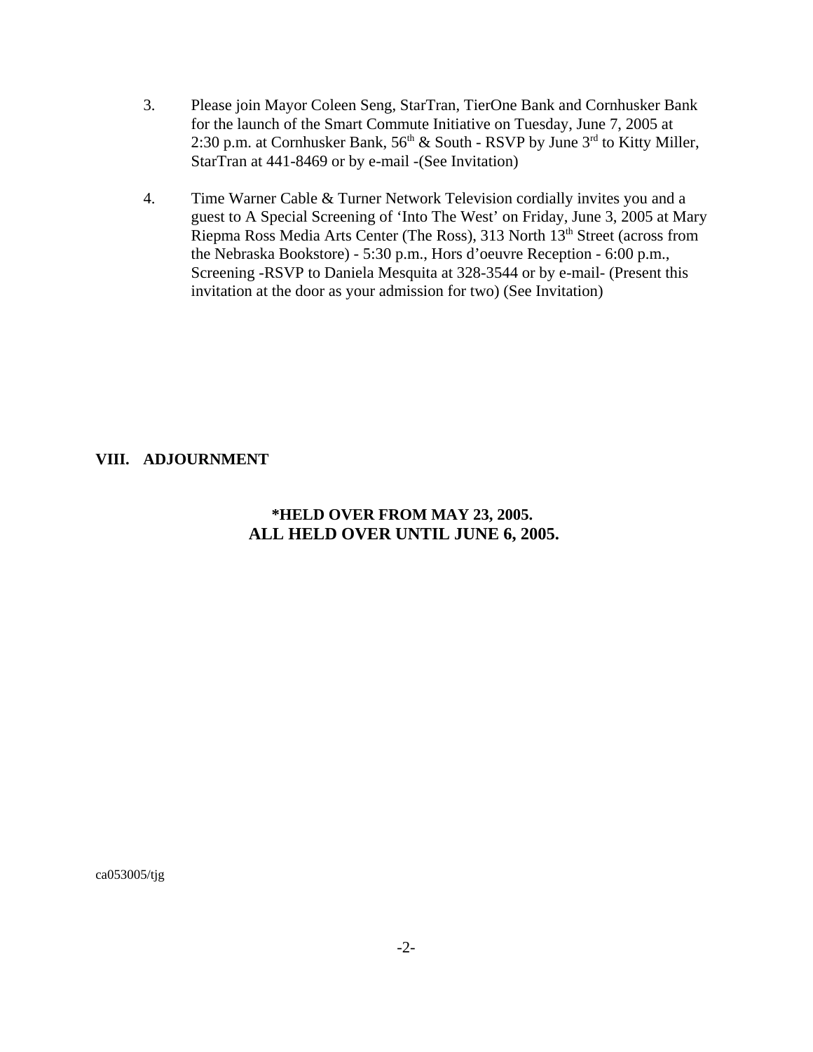3. Please join Mayor Coleen Seng, StarTran, TierOne Bank and Cornhusker Bank for the launch of the Smart Commute Initiative on Tuesday, June 7, 2005 at 2:30 p.m. at Cornhusker Bank, 56th & South - RSVP by June 3rd to Kitty Miller, StarTran at 441-8469 or by e-mail -(See Invitation)

4. Time Warner Cable & Turner Network Television cordially invites you and a guest to A Special Screening of 'Into The West' on Friday, June 3, 2005 at Mary Riepma Ross Media Arts Center (The Ross), 313 North 13th Street (across from the Nebraska Bookstore) - 5:30 p.m., Hors d'oeuvre Reception - 6:00 p.m., Screening -RSVP to Daniela Mesquita at 328-3544 or by e-mail- (Present this invitation at the door as your admission for two) (See Invitation)

**VIII. ADJOURNMENT**

**\*HELD OVER FROM MAY 23, 2005.**
**ALL HELD OVER UNTIL JUNE 6, 2005.**

ca053005/tjg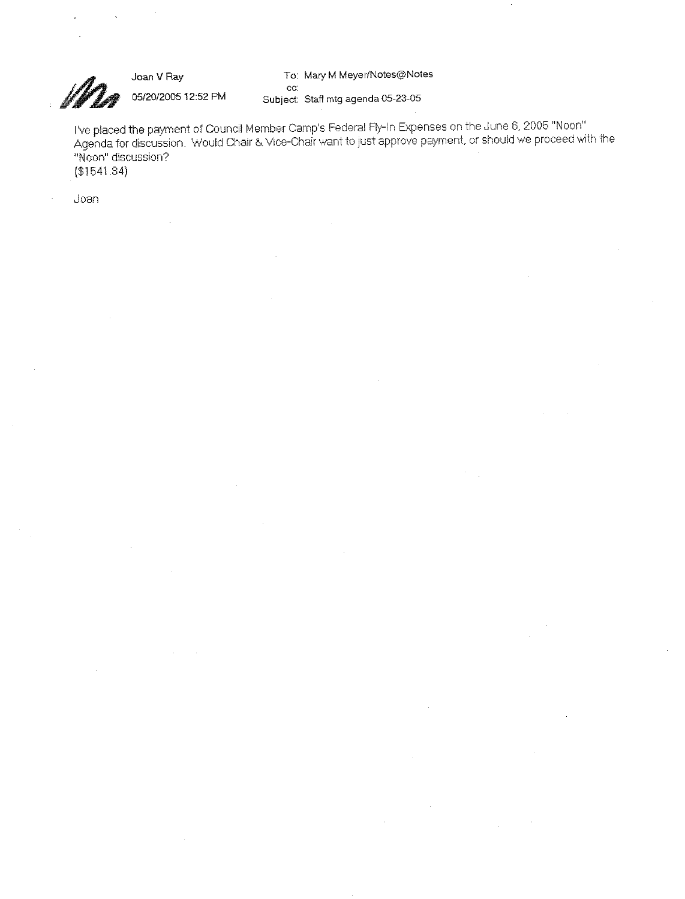Joan V Ray

05/20/2005 12:52 PM

To: Mary M Meyer/Notes@Notes

cc:

Subject: Staff mtg agenda 05-23-05

I've placed the payment of Council Member Camp's Federal Fly-In Expenses on the June 6, 2005 "Noon" Agenda for discussion. Would Chair & Vice-Chair want to just approve payment, or should we proceed with the "Noon" discussion?
($1541.34)

Joan